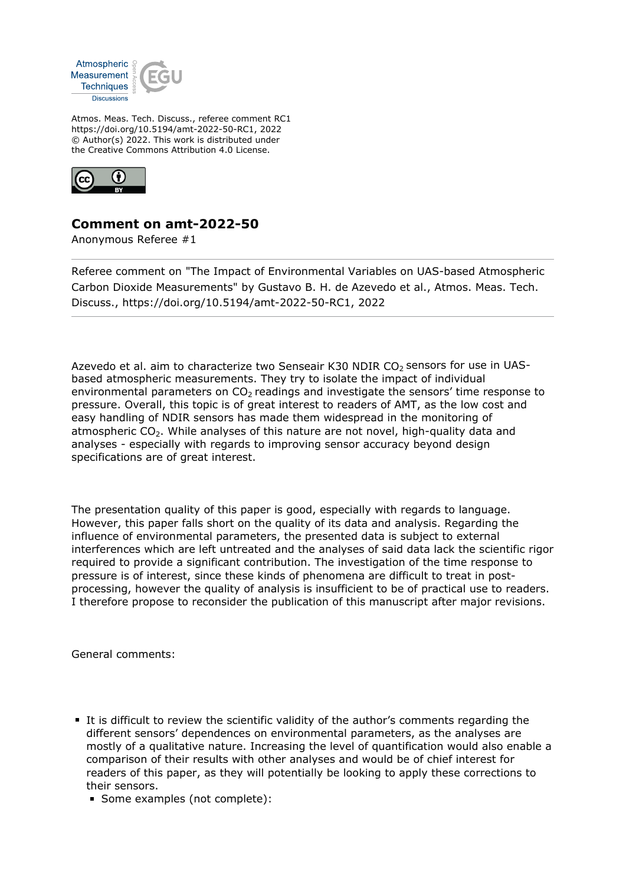Atmos. Meas. Tech. Discuss., referee comment RC1
https://doi.org/10.5194/amt-2022-50-RC1, 2022
© Author(s) 2022. This work is distributed under
the Creative Commons Attribution 4.0 License.

## Comment on amt-2022-50

Anonymous Referee #1

Referee comment on "The Impact of Environmental Variables on UAS-based Atmospheric Carbon Dioxide Measurements" by Gustavo B. H. de Azevedo et al., Atmos. Meas. Tech. Discuss., https://doi.org/10.5194/amt-2022-50-RC1, 2022

Azevedo et al. aim to characterize two Senseair K30 NDIR $CO_2$ sensors for use in UAS-based atmospheric measurements. They try to isolate the impact of individual environmental parameters on $CO_2$ readings and investigate the sensors' time response to pressure. Overall, this topic is of great interest to readers of AMT, as the low cost and easy handling of NDIR sensors has made them widespread in the monitoring of atmospheric $CO_2$. While analyses of this nature are not novel, high-quality data and analyses - especially with regards to improving sensor accuracy beyond design specifications are of great interest.

The presentation quality of this paper is good, especially with regards to language. However, this paper falls short on the quality of its data and analysis. Regarding the influence of environmental parameters, the presented data is subject to external interferences which are left untreated and the analyses of said data lack the scientific rigor required to provide a significant contribution. The investigation of the time response to pressure is of interest, since these kinds of phenomena are difficult to treat in post-processing, however the quality of analysis is insufficient to be of practical use to readers. I therefore propose to reconsider the publication of this manuscript after major revisions.

General comments:

- It is difficult to review the scientific validity of the author's comments regarding the different sensors' dependences on environmental parameters, as the analyses are mostly of a qualitative nature. Increasing the level of quantification would also enable a comparison of their results with other analyses and would be of chief interest for readers of this paper, as they will potentially be looking to apply these corrections to their sensors.
  - Some examples (not complete):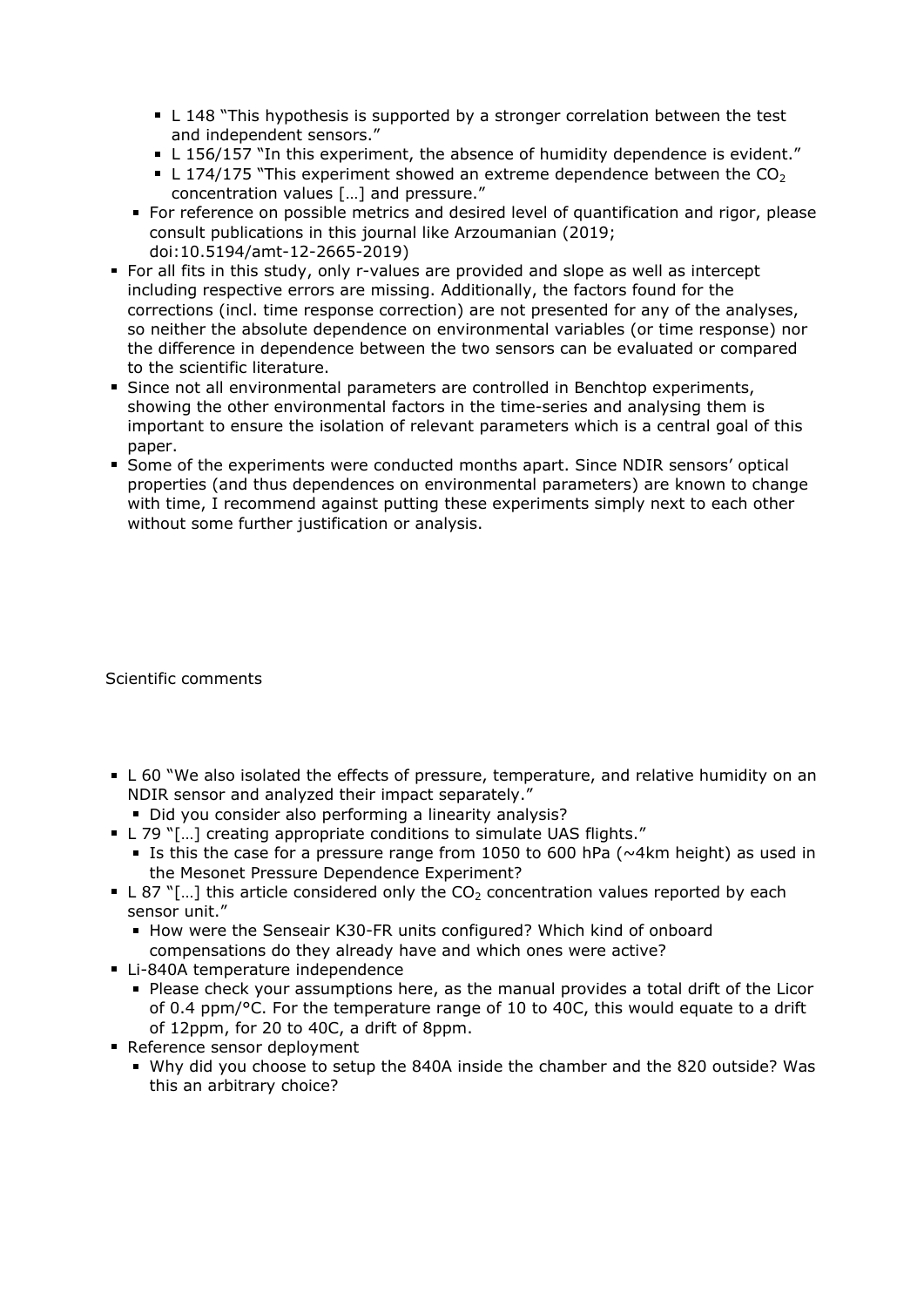- L 148 "This hypothesis is supported by a stronger correlation between the test and independent sensors."
- L 156/157 "In this experiment, the absence of humidity dependence is evident."
- L 174/175 "This experiment showed an extreme dependence between the $CO_2$ concentration values […] and pressure."
- For reference on possible metrics and desired level of quantification and rigor, please consult publications in this journal like Arzoumanian (2019; doi:10.5194/amt-12-2665-2019)

- For all fits in this study, only r-values are provided and slope as well as intercept including respective errors are missing. Additionally, the factors found for the corrections (incl. time response correction) are not presented for any of the analyses, so neither the absolute dependence on environmental variables (or time response) nor the difference in dependence between the two sensors can be evaluated or compared to the scientific literature.
- Since not all environmental parameters are controlled in Benchtop experiments, showing the other environmental factors in the time-series and analysing them is important to ensure the isolation of relevant parameters which is a central goal of this paper.
- Some of the experiments were conducted months apart. Since NDIR sensors' optical properties (and thus dependences on environmental parameters) are known to change with time, I recommend against putting these experiments simply next to each other without some further justification or analysis.

Scientific comments

- L 60 "We also isolated the effects of pressure, temperature, and relative humidity on an NDIR sensor and analyzed their impact separately."
  - Did you consider also performing a linearity analysis?
- L 79 "[…] creating appropriate conditions to simulate UAS flights."
  - Is this the case for a pressure range from 1050 to 600 hPa (~4km height) as used in the Mesonet Pressure Dependence Experiment?
- L 87 "[…] this article considered only the $CO_2$ concentration values reported by each sensor unit."
  - How were the Senseair K30-FR units configured? Which kind of onboard compensations do they already have and which ones were active?
- Li-840A temperature independence
  - Please check your assumptions here, as the manual provides a total drift of the Licor of 0.4 ppm/°C. For the temperature range of 10 to 40C, this would equate to a drift of 12ppm, for 20 to 40C, a drift of 8ppm.
- Reference sensor deployment
  - Why did you choose to setup the 840A inside the chamber and the 820 outside? Was this an arbitrary choice?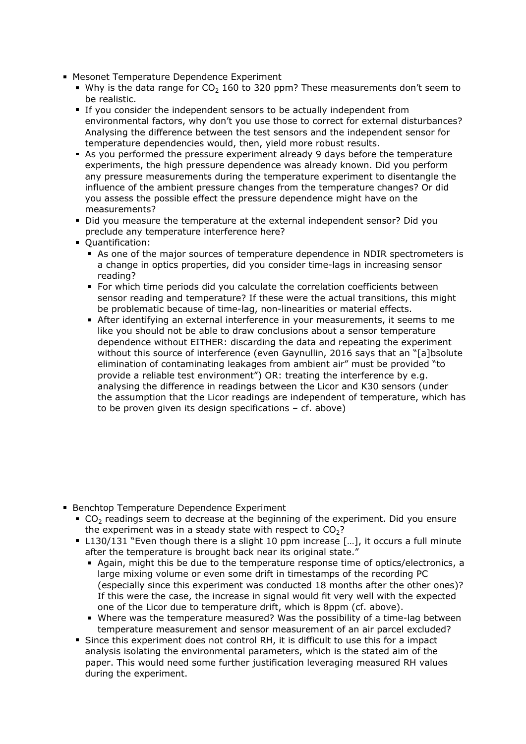- Mesonet Temperature Dependence Experiment
  - Why is the data range for $CO_2$ 160 to 320 ppm? These measurements don't seem to be realistic.
  - If you consider the independent sensors to be actually independent from environmental factors, why don't you use those to correct for external disturbances? Analysing the difference between the test sensors and the independent sensor for temperature dependencies would, then, yield more robust results.
  - As you performed the pressure experiment already 9 days before the temperature experiments, the high pressure dependence was already known. Did you perform any pressure measurements during the temperature experiment to disentangle the influence of the ambient pressure changes from the temperature changes? Or did you assess the possible effect the pressure dependence might have on the measurements?
  - Did you measure the temperature at the external independent sensor? Did you preclude any temperature interference here?
  - Quantification:
    - As one of the major sources of temperature dependence in NDIR spectrometers is a change in optics properties, did you consider time-lags in increasing sensor reading?
    - For which time periods did you calculate the correlation coefficients between sensor reading and temperature? If these were the actual transitions, this might be problematic because of time-lag, non-linearities or material effects.
    - After identifying an external interference in your measurements, it seems to me like you should not be able to draw conclusions about a sensor temperature dependence without EITHER: discarding the data and repeating the experiment without this source of interference (even Gaynullin, 2016 says that an "[a]bsolute elimination of contaminating leakages from ambient air" must be provided "to provide a reliable test environment") OR: treating the interference by e.g. analysing the difference in readings between the Licor and K30 sensors (under the assumption that the Licor readings are independent of temperature, which has to be proven given its design specifications – cf. above)

- Benchtop Temperature Dependence Experiment
  - $CO_2$ readings seem to decrease at the beginning of the experiment. Did you ensure the experiment was in a steady state with respect to $CO_2$?
  - L130/131 "Even though there is a slight 10 ppm increase […], it occurs a full minute after the temperature is brought back near its original state."
    - Again, might this be due to the temperature response time of optics/electronics, a large mixing volume or even some drift in timestamps of the recording PC (especially since this experiment was conducted 18 months after the other ones)? If this were the case, the increase in signal would fit very well with the expected one of the Licor due to temperature drift, which is 8ppm (cf. above).
    - Where was the temperature measured? Was the possibility of a time-lag between temperature measurement and sensor measurement of an air parcel excluded?
  - Since this experiment does not control RH, it is difficult to use this for a impact analysis isolating the environmental parameters, which is the stated aim of the paper. This would need some further justification leveraging measured RH values during the experiment.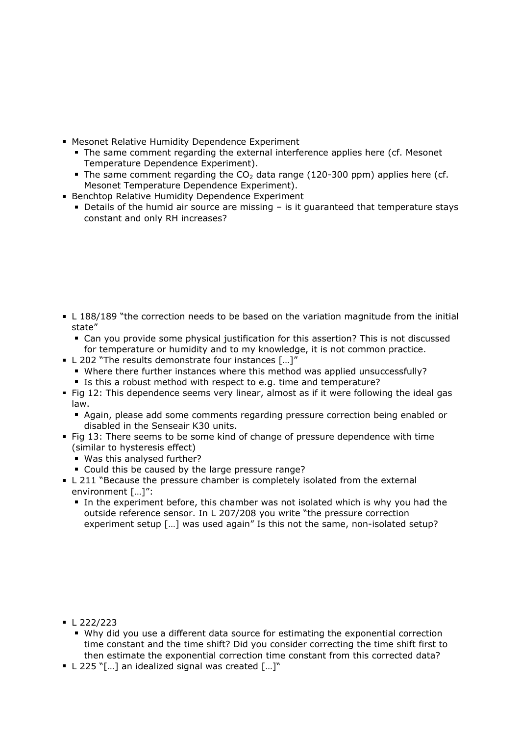- Mesonet Relative Humidity Dependence Experiment
  - The same comment regarding the external interference applies here (cf. Mesonet Temperature Dependence Experiment).
  - The same comment regarding the $CO_2$ data range (120-300 ppm) applies here (cf. Mesonet Temperature Dependence Experiment).
- Benchtop Relative Humidity Dependence Experiment
  - Details of the humid air source are missing – is it guaranteed that temperature stays constant and only RH increases?

- L 188/189 "the correction needs to be based on the variation magnitude from the initial state"
  - Can you provide some physical justification for this assertion? This is not discussed for temperature or humidity and to my knowledge, it is not common practice.
- L 202 "The results demonstrate four instances […]"
  - Where there further instances where this method was applied unsuccessfully?
  - Is this a robust method with respect to e.g. time and temperature?
- Fig 12: This dependence seems very linear, almost as if it were following the ideal gas law.
  - Again, please add some comments regarding pressure correction being enabled or disabled in the Senseair K30 units.
- Fig 13: There seems to be some kind of change of pressure dependence with time (similar to hysteresis effect)
  - Was this analysed further?
  - Could this be caused by the large pressure range?
- L 211 "Because the pressure chamber is completely isolated from the external environment […]":
  - In the experiment before, this chamber was not isolated which is why you had the outside reference sensor. In L 207/208 you write "the pressure correction experiment setup […] was used again" Is this not the same, non-isolated setup?

- L 222/223
  - Why did you use a different data source for estimating the exponential correction time constant and the time shift? Did you consider correcting the time shift first to then estimate the exponential correction time constant from this corrected data?
- L 225 "[…] an idealized signal was created […]"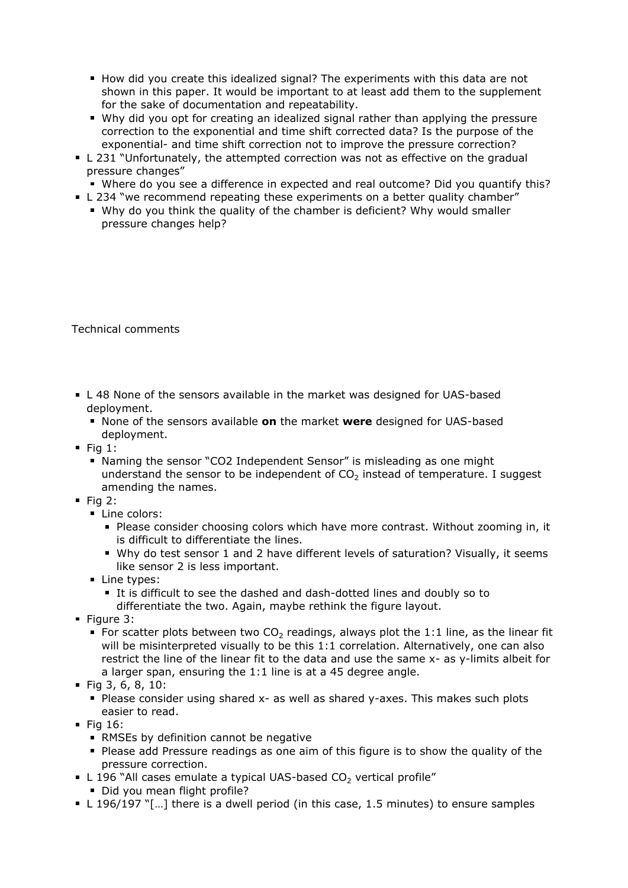- How did you create this idealized signal? The experiments with this data are not shown in this paper. It would be important to at least add them to the supplement for the sake of documentation and repeatability.
- Why did you opt for creating an idealized signal rather than applying the pressure correction to the exponential and time shift corrected data? Is the purpose of the exponential- and time shift correction not to improve the pressure correction?
- L 231 "Unfortunately, the attempted correction was not as effective on the gradual pressure changes"
  - Where do you see a difference in expected and real outcome? Did you quantify this?
- L 234 "we recommend repeating these experiments on a better quality chamber"
  - Why do you think the quality of the chamber is deficient? Why would smaller pressure changes help?

Technical comments

- L 48 None of the sensors available in the market was designed for UAS-based deployment.
  - None of the sensors available **on** the market **were** designed for UAS-based deployment.
- Fig 1:
  - Naming the sensor "CO2 Independent Sensor" is misleading as one might understand the sensor to be independent of $CO_2$ instead of temperature. I suggest amending the names.
- Fig 2:
  - Line colors:
    - Please consider choosing colors which have more contrast. Without zooming in, it is difficult to differentiate the lines.
    - Why do test sensor 1 and 2 have different levels of saturation? Visually, it seems like sensor 2 is less important.
  - Line types:
    - It is difficult to see the dashed and dash-dotted lines and doubly so to differentiate the two. Again, maybe rethink the figure layout.
- Figure 3:
  - For scatter plots between two $CO_2$ readings, always plot the 1:1 line, as the linear fit will be misinterpreted visually to be this 1:1 correlation. Alternatively, one can also restrict the line of the linear fit to the data and use the same x- as y-limits albeit for a larger span, ensuring the 1:1 line is at a 45 degree angle.
- Fig 3, 6, 8, 10:
  - Please consider using shared x- as well as shared y-axes. This makes such plots easier to read.
- Fig 16:
  - RMSEs by definition cannot be negative
  - Please add Pressure readings as one aim of this figure is to show the quality of the pressure correction.
- L 196 "All cases emulate a typical UAS-based $CO_2$ vertical profile"
  - Did you mean flight profile?
- L 196/197 "[…] there is a dwell period (in this case, 1.5 minutes) to ensure samples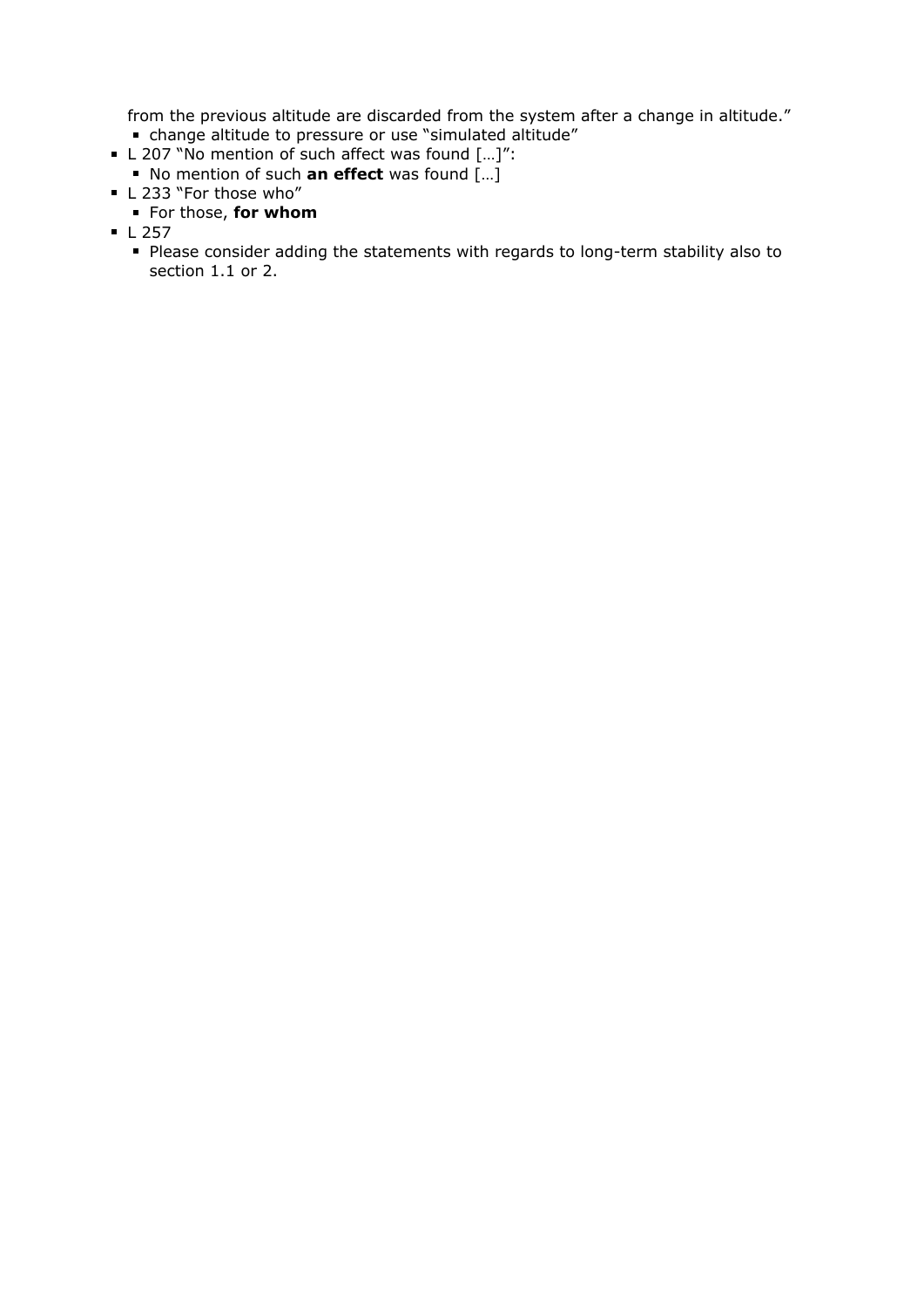from the previous altitude are discarded from the system after a change in altitude."

  - change altitude to pressure or use "simulated altitude"
- L 207 "No mention of such affect was found […]":
  - No mention of such **an effect** was found […]
- L 233 "For those who"
  - For those, **for whom**
- L 257
  - Please consider adding the statements with regards to long-term stability also to section 1.1 or 2.